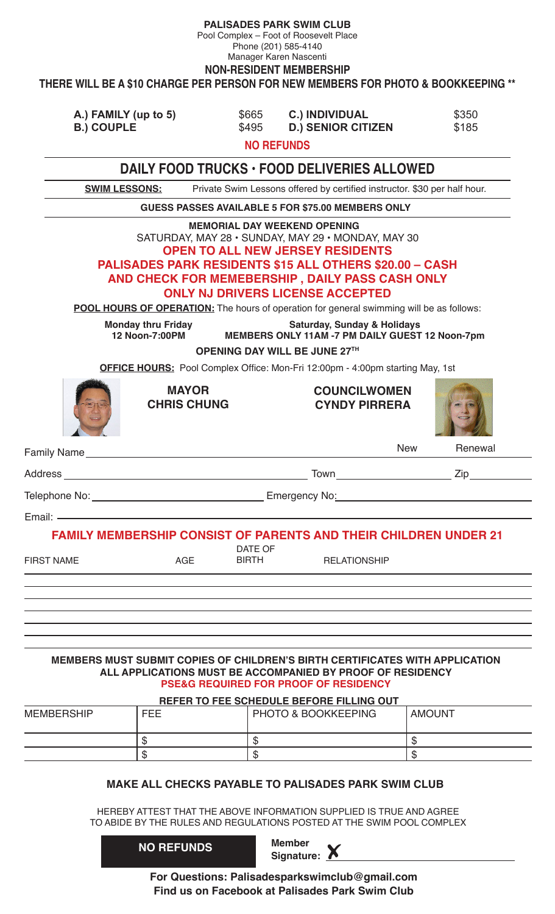# PALISADES PARK SWIM CLUB

Pool Complex – Foot of Roosevelt Place
Phone (201) 585-4140
Manager Karen Nascenti

## NON-RESIDENT MEMBERSHIP

**THERE WILL BE A $10 CHARGE PER PERSON FOR NEW MEMBERS FOR PHOTO & BOOKKEEPING \*\***

| | | | |
|---|---|---|---|
| **A.) FAMILY (up to 5)** | $665 | **C.) INDIVIDUAL** | $350 |
| **B.) COUPLE** | $495 | **D.) SENIOR CITIZEN** | $185 |

**NO REFUNDS**

## DAILY FOOD TRUCKS • FOOD DELIVERIES ALLOWED

**SWIM LESSONS:** Private Swim Lessons offered by certified instructor. $30 per half hour.

**GUESS PASSES AVAILABLE 5 FOR $75.00 MEMBERS ONLY**

**MEMORIAL DAY WEEKEND OPENING**
SATURDAY, MAY 28 • SUNDAY, MAY 29 • MONDAY, MAY 30
**OPEN TO ALL NEW JERSEY RESIDENTS**
**PALISADES PARK RESIDENTS $15 ALL OTHERS $20.00 – CASH AND CHECK FOR MEMEBERSHIP , DAILY PASS CASH ONLY**
**ONLY NJ DRIVERS LICENSE ACCEPTED**

**POOL HOURS OF OPERATION:** The hours of operation for general swimming will be as follows:

| Monday thru Friday | Saturday, Sunday & Holidays |
|---|---|
| 12 Noon-7:00PM | MEMBERS ONLY 11AM -7 PM DAILY GUEST 12 Noon-7pm |

**OPENING DAY WILL BE JUNE 27TH**

**OFFICE HOURS:** Pool Complex Office: Mon-Fri 12:00pm - 4:00pm starting May, 1st

**MAYOR CHRIS CHUNG**  **COUNCILWOMEN CYNDY PIRRERA**

Family Name ____________________ New Renewal

Address ____________________ Town ____________ Zip ________

Telephone No: ____________________ Emergency No: ____________________

Email: ____________________

**FAMILY MEMBERSHIP CONSIST OF PARENTS AND THEIR CHILDREN UNDER 21**

| FIRST NAME | AGE | DATE OF BIRTH | RELATIONSHIP |
|---|---|---|---|
| | | | |
| | | | |
| | | | |
| | | | |
| | | | |
| | | | |

**MEMBERS MUST SUBMIT COPIES OF CHILDREN'S BIRTH CERTIFICATES WITH APPLICATION**
**ALL APPLICATIONS MUST BE ACCOMPANIED BY PROOF OF RESIDENCY**
**PSE&G REQUIRED FOR PROOF OF RESIDENCY**

**REFER TO FEE SCHEDULE BEFORE FILLING OUT**

| MEMBERSHIP | FEE | PHOTO & BOOKKEEPING | AMOUNT |
|---|---|---|---|
| | $ | $ | $ |
| | $ | $ | $ |

**MAKE ALL CHECKS PAYABLE TO PALISADES PARK SWIM CLUB**

HEREBY ATTEST THAT THE ABOVE INFORMATION SUPPLIED IS TRUE AND AGREE TO ABIDE BY THE RULES AND REGULATIONS POSTED AT THE SWIM POOL COMPLEX

**NO REFUNDS**

**Member Signature:** X ____________________

**For Questions: Palisadesparkswimclub@gmail.com**
**Find us on Facebook at Palisades Park Swim Club**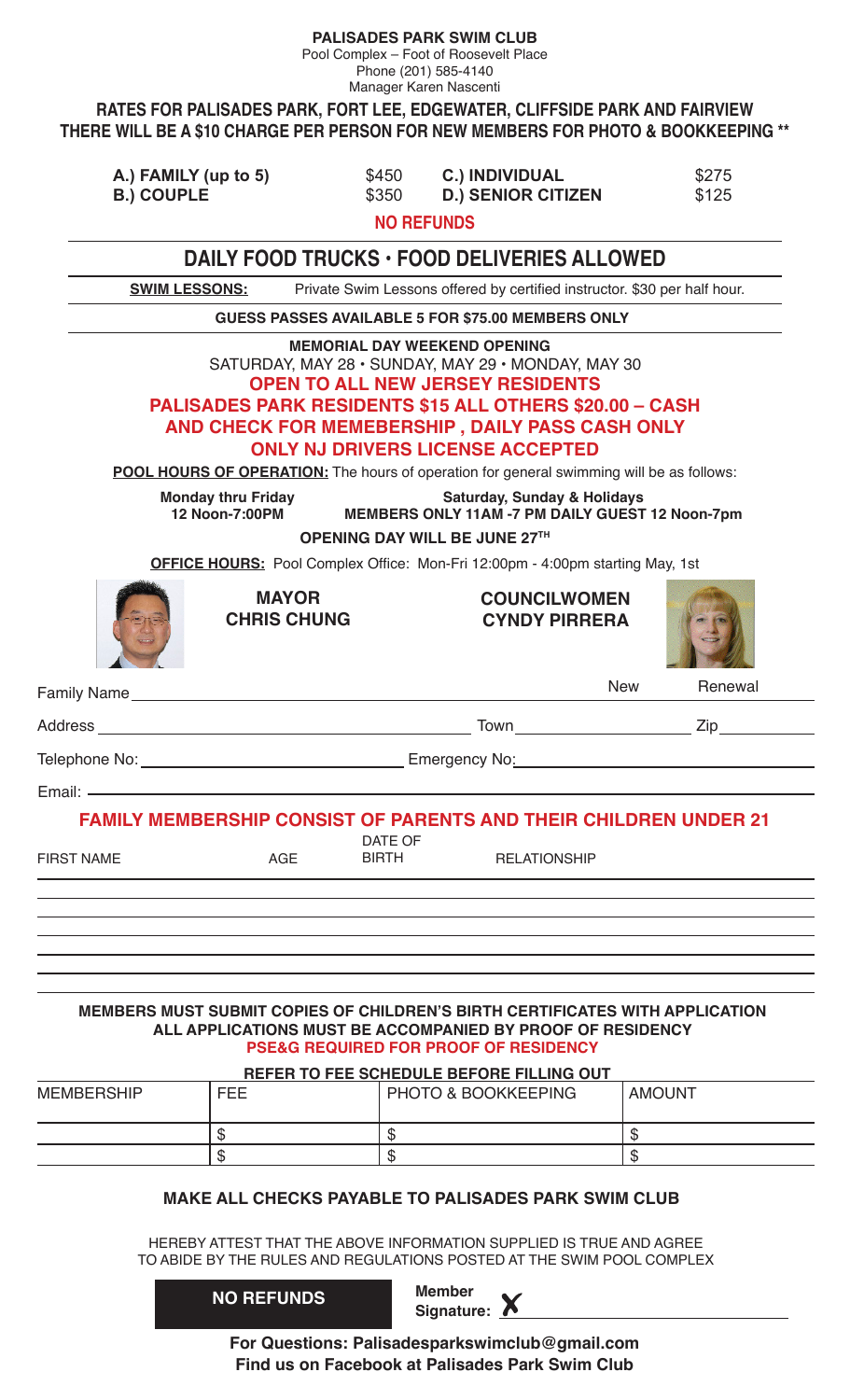# PALISADES PARK SWIM CLUB

Pool Complex – Foot of Roosevelt Place
Phone (201) 585-4140
Manager Karen Nascenti

**RATES FOR PALISADES PARK, FORT LEE, EDGEWATER, CLIFFSIDE PARK AND FAIRVIEW**
**THERE WILL BE A $10 CHARGE PER PERSON FOR NEW MEMBERS FOR PHOTO & BOOKKEEPING \*\***

| | | | |
|---|---|---|---|
| **A.) FAMILY (up to 5)** | $450 | **C.) INDIVIDUAL** | $275 |
| **B.) COUPLE** | $350 | **D.) SENIOR CITIZEN** | $125 |

**NO REFUNDS**

## DAILY FOOD TRUCKS • FOOD DELIVERIES ALLOWED

**SWIM LESSONS:** Private Swim Lessons offered by certified instructor. $30 per half hour.

**GUESS PASSES AVAILABLE 5 FOR $75.00 MEMBERS ONLY**

**MEMORIAL DAY WEEKEND OPENING**
SATURDAY, MAY 28 • SUNDAY, MAY 29 • MONDAY, MAY 30
**OPEN TO ALL NEW JERSEY RESIDENTS**
**PALISADES PARK RESIDENTS $15 ALL OTHERS $20.00 – CASH**
**AND CHECK FOR MEMEBERSHIP , DAILY PASS CASH ONLY**
**ONLY NJ DRIVERS LICENSE ACCEPTED**

**POOL HOURS OF OPERATION:** The hours of operation for general swimming will be as follows:

| Monday thru Friday | Saturday, Sunday & Holidays |
|---|---|
| 12 Noon-7:00PM | MEMBERS ONLY 11AM -7 PM DAILY GUEST 12 Noon-7pm |

**OPENING DAY WILL BE JUNE 27TH**

**OFFICE HOURS:** Pool Complex Office: Mon-Fri 12:00pm - 4:00pm starting May, 1st

**MAYOR**
**CHRIS CHUNG**

**COUNCILWOMEN**
**CYNDY PIRRERA**

Family Name ______________________ New Renewal

Address ______________________ Town __________ Zip ______

Telephone No: ______________________ Emergency No: ______________________

Email: ______________________

**FAMILY MEMBERSHIP CONSIST OF PARENTS AND THEIR CHILDREN UNDER 21**

| FIRST NAME | AGE | DATE OF BIRTH | RELATIONSHIP |
|---|---|---|---|
| | | | |
| | | | |
| | | | |
| | | | |
| | | | |
| | | | |

**MEMBERS MUST SUBMIT COPIES OF CHILDREN'S BIRTH CERTIFICATES WITH APPLICATION**
**ALL APPLICATIONS MUST BE ACCOMPANIED BY PROOF OF RESIDENCY**
**PSE&G REQUIRED FOR PROOF OF RESIDENCY**

**REFER TO FEE SCHEDULE BEFORE FILLING OUT**

| MEMBERSHIP | FEE | PHOTO & BOOKKEEPING | AMOUNT |
|---|---|---|---|
| | $ | $ | $ |
| | $ | $ | $ |

**MAKE ALL CHECKS PAYABLE TO PALISADES PARK SWIM CLUB**

HEREBY ATTEST THAT THE ABOVE INFORMATION SUPPLIED IS TRUE AND AGREE TO ABIDE BY THE RULES AND REGULATIONS POSTED AT THE SWIM POOL COMPLEX

**NO REFUNDS**

**Member Signature:** X ______________________

**For Questions: Palisadesparkswimclub@gmail.com**
**Find us on Facebook at Palisades Park Swim Club**